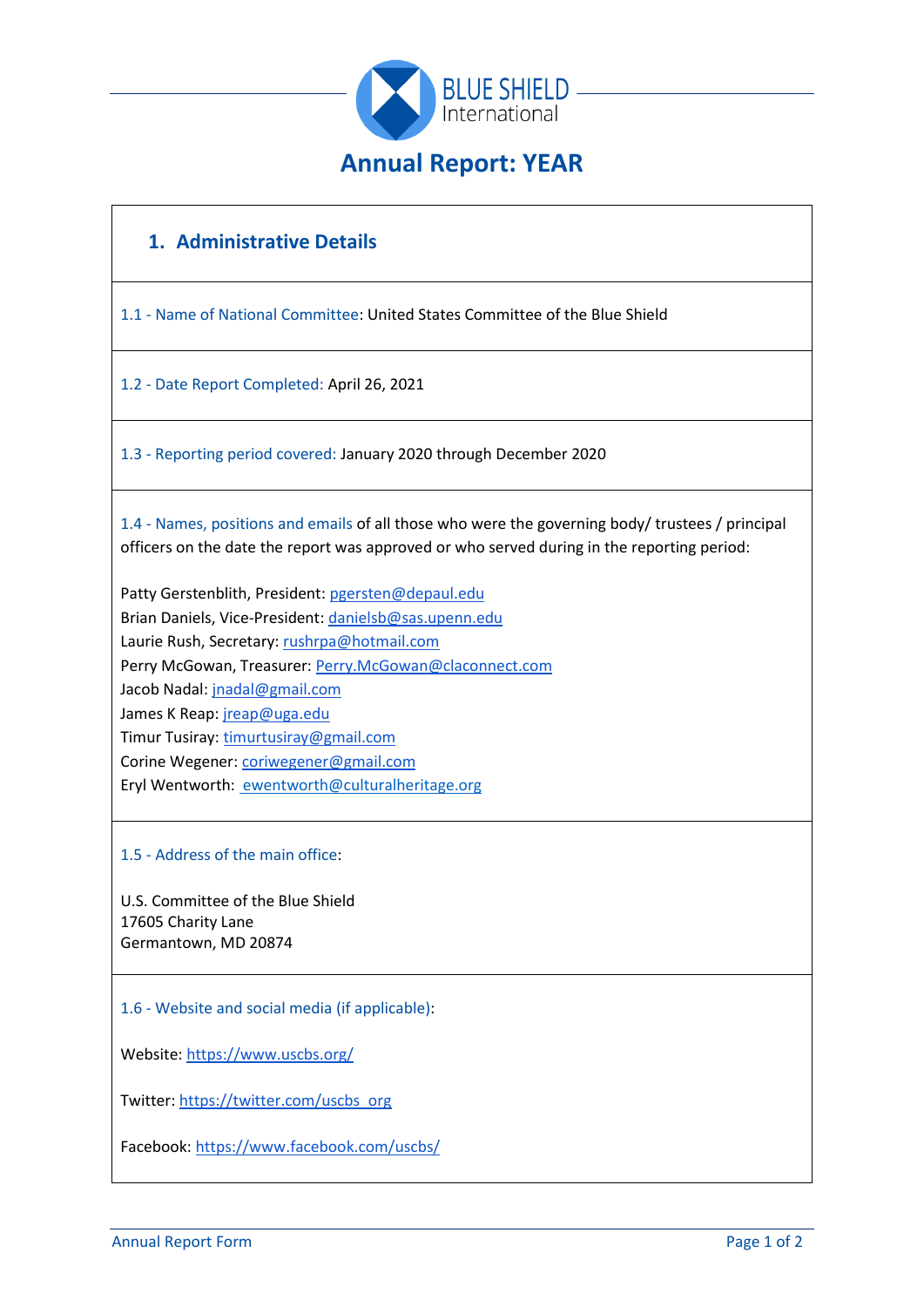BLUE SHIELD International

# Annual Report: YEAR

## 1. Administrative Details

1.1 - Name of National Committee: United States Committee of the Blue Shield

1.2 - Date Report Completed: April 26, 2021

1.3 - Reporting period covered: January 2020 through December 2020

1.4 - Names, positions and emails of all those who were the governing body/ trustees / principal officers on the date the report was approved or who served during in the reporting period:

Patty Gerstenblith, President: pgersten@depaul.edu
Brian Daniels, Vice-President: danielsb@sas.upenn.edu
Laurie Rush, Secretary: rushrpa@hotmail.com
Perry McGowan, Treasurer: Perry.McGowan@claconnect.com
Jacob Nadal: jnadal@gmail.com
James K Reap: jreap@uga.edu
Timur Tusiray: timurtusiray@gmail.com
Corine Wegener: coriwegener@gmail.com
Eryl Wentworth: ewentworth@culturalheritage.org

1.5 - Address of the main office:

U.S. Committee of the Blue Shield
17605 Charity Lane
Germantown, MD 20874

1.6 - Website and social media (if applicable):

Website: https://www.uscbs.org/

Twitter: https://twitter.com/uscbs_org

Facebook: https://www.facebook.com/uscbs/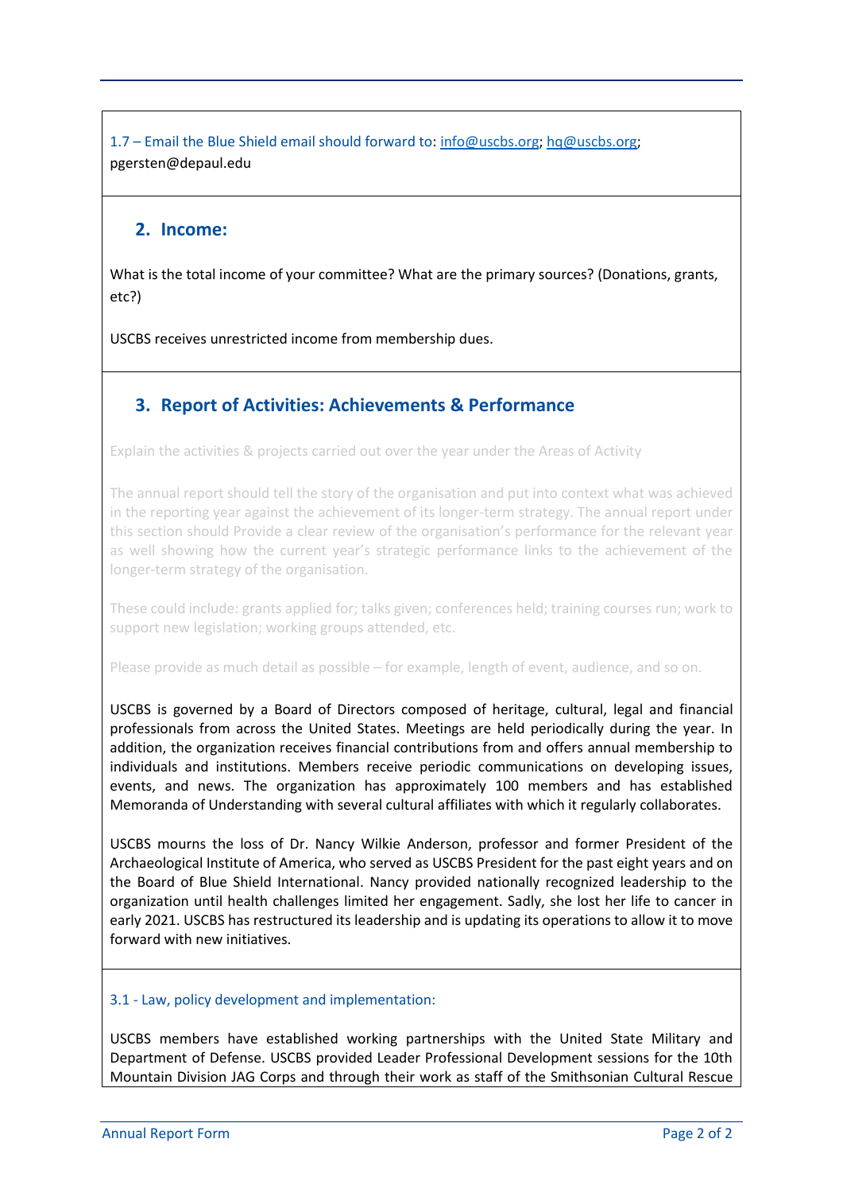1.7 – Email the Blue Shield email should forward to: info@uscbs.org; hq@uscbs.org; pgersten@depaul.edu

## 2. Income:

What is the total income of your committee? What are the primary sources? (Donations, grants, etc?)

USCBS receives unrestricted income from membership dues.

## 3. Report of Activities: Achievements & Performance

Explain the activities & projects carried out over the year under the Areas of Activity

The annual report should tell the story of the organisation and put into context what was achieved in the reporting year against the achievement of its longer-term strategy. The annual report under this section should Provide a clear review of the organisation's performance for the relevant year as well showing how the current year's strategic performance links to the achievement of the longer-term strategy of the organisation.

These could include: grants applied for; talks given; conferences held; training courses run; work to support new legislation; working groups attended, etc.

Please provide as much detail as possible – for example, length of event, audience, and so on.

USCBS is governed by a Board of Directors composed of heritage, cultural, legal and financial professionals from across the United States. Meetings are held periodically during the year. In addition, the organization receives financial contributions from and offers annual membership to individuals and institutions. Members receive periodic communications on developing issues, events, and news. The organization has approximately 100 members and has established Memoranda of Understanding with several cultural affiliates with which it regularly collaborates.

USCBS mourns the loss of Dr. Nancy Wilkie Anderson, professor and former President of the Archaeological Institute of America, who served as USCBS President for the past eight years and on the Board of Blue Shield International. Nancy provided nationally recognized leadership to the organization until health challenges limited her engagement. Sadly, she lost her life to cancer in early 2021. USCBS has restructured its leadership and is updating its operations to allow it to move forward with new initiatives.

3.1 - Law, policy development and implementation:

USCBS members have established working partnerships with the United State Military and Department of Defense. USCBS provided Leader Professional Development sessions for the 10th Mountain Division JAG Corps and through their work as staff of the Smithsonian Cultural Rescue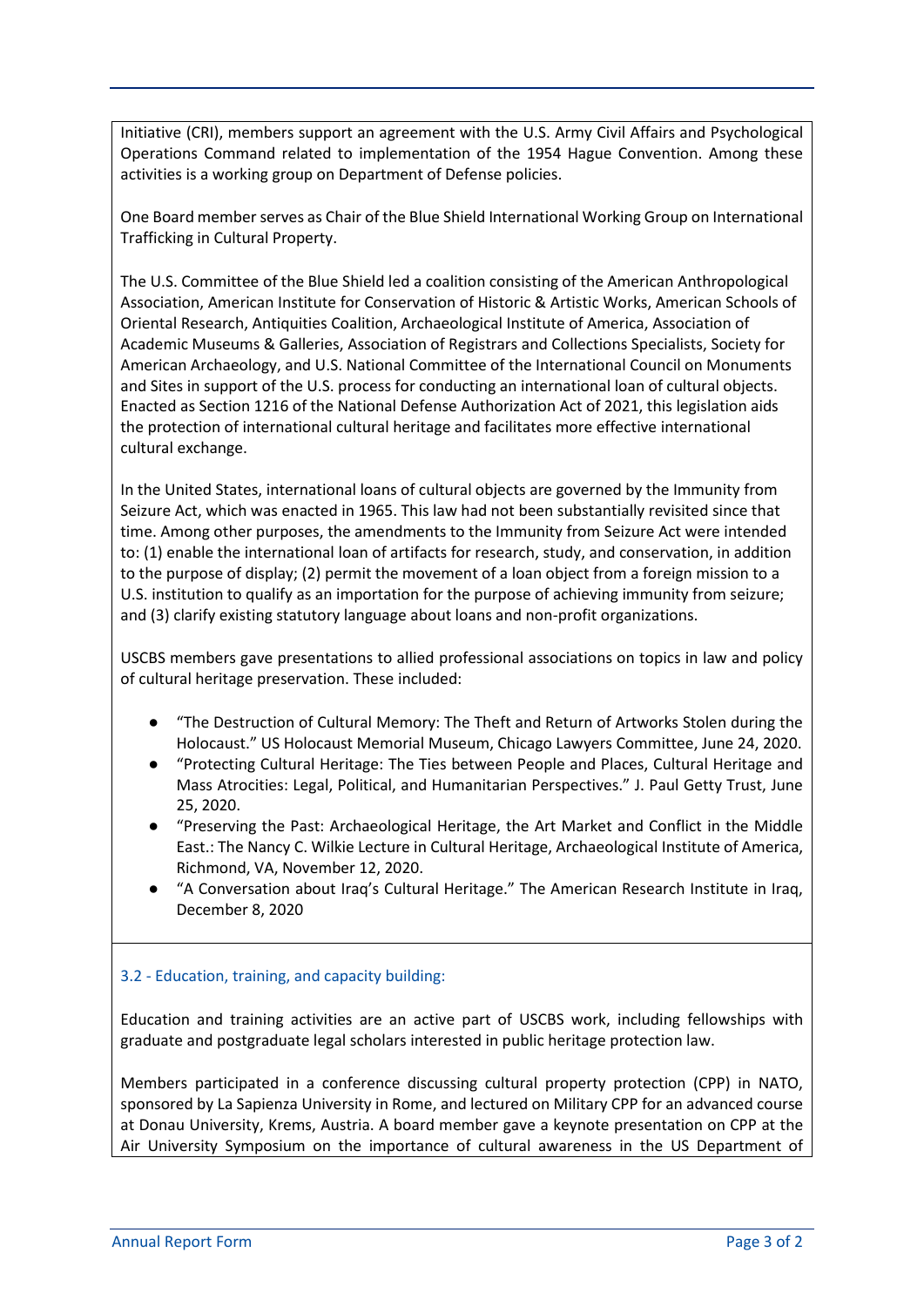Initiative (CRI), members support an agreement with the U.S. Army Civil Affairs and Psychological Operations Command related to implementation of the 1954 Hague Convention. Among these activities is a working group on Department of Defense policies.

One Board member serves as Chair of the Blue Shield International Working Group on International Trafficking in Cultural Property.

The U.S. Committee of the Blue Shield led a coalition consisting of the American Anthropological Association, American Institute for Conservation of Historic & Artistic Works, American Schools of Oriental Research, Antiquities Coalition, Archaeological Institute of America, Association of Academic Museums & Galleries, Association of Registrars and Collections Specialists, Society for American Archaeology, and U.S. National Committee of the International Council on Monuments and Sites in support of the U.S. process for conducting an international loan of cultural objects. Enacted as Section 1216 of the National Defense Authorization Act of 2021, this legislation aids the protection of international cultural heritage and facilitates more effective international cultural exchange.

In the United States, international loans of cultural objects are governed by the Immunity from Seizure Act, which was enacted in 1965. This law had not been substantially revisited since that time. Among other purposes, the amendments to the Immunity from Seizure Act were intended to: (1) enable the international loan of artifacts for research, study, and conservation, in addition to the purpose of display; (2) permit the movement of a loan object from a foreign mission to a U.S. institution to qualify as an importation for the purpose of achieving immunity from seizure; and (3) clarify existing statutory language about loans and non-profit organizations.

USCBS members gave presentations to allied professional associations on topics in law and policy of cultural heritage preservation. These included:

- "The Destruction of Cultural Memory: The Theft and Return of Artworks Stolen during the Holocaust." US Holocaust Memorial Museum, Chicago Lawyers Committee, June 24, 2020.
- "Protecting Cultural Heritage: The Ties between People and Places, Cultural Heritage and Mass Atrocities: Legal, Political, and Humanitarian Perspectives." J. Paul Getty Trust, June 25, 2020.
- "Preserving the Past: Archaeological Heritage, the Art Market and Conflict in the Middle East.: The Nancy C. Wilkie Lecture in Cultural Heritage, Archaeological Institute of America, Richmond, VA, November 12, 2020.
- "A Conversation about Iraq's Cultural Heritage." The American Research Institute in Iraq, December 8, 2020

### 3.2 - Education, training, and capacity building:

Education and training activities are an active part of USCBS work, including fellowships with graduate and postgraduate legal scholars interested in public heritage protection law.

Members participated in a conference discussing cultural property protection (CPP) in NATO, sponsored by La Sapienza University in Rome, and lectured on Military CPP for an advanced course at Donau University, Krems, Austria. A board member gave a keynote presentation on CPP at the Air University Symposium on the importance of cultural awareness in the US Department of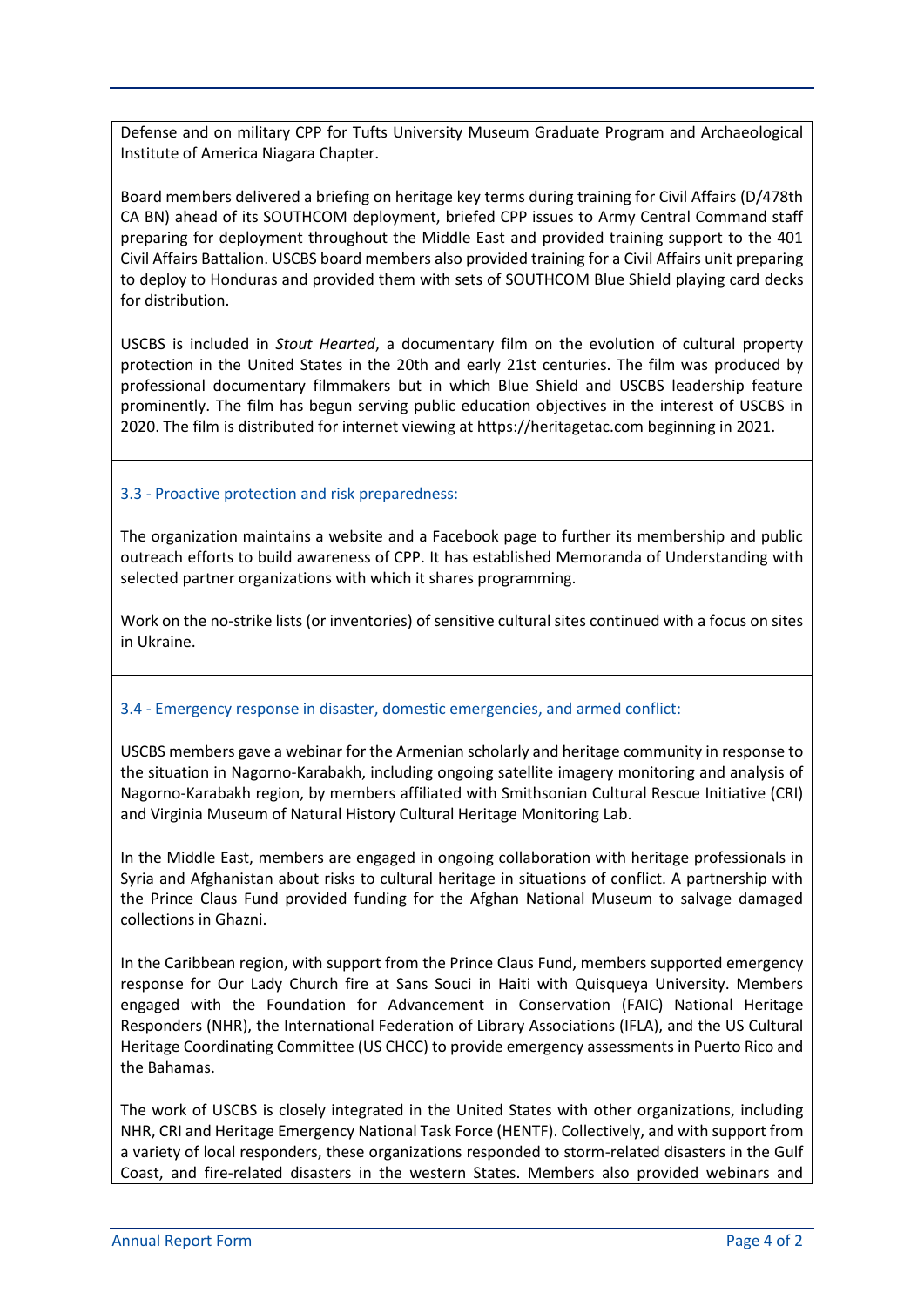Defense and on military CPP for Tufts University Museum Graduate Program and Archaeological Institute of America Niagara Chapter.

Board members delivered a briefing on heritage key terms during training for Civil Affairs (D/478th CA BN) ahead of its SOUTHCOM deployment, briefed CPP issues to Army Central Command staff preparing for deployment throughout the Middle East and provided training support to the 401 Civil Affairs Battalion. USCBS board members also provided training for a Civil Affairs unit preparing to deploy to Honduras and provided them with sets of SOUTHCOM Blue Shield playing card decks for distribution.

USCBS is included in *Stout Hearted*, a documentary film on the evolution of cultural property protection in the United States in the 20th and early 21st centuries. The film was produced by professional documentary filmmakers but in which Blue Shield and USCBS leadership feature prominently. The film has begun serving public education objectives in the interest of USCBS in 2020. The film is distributed for internet viewing at https://heritagetac.com beginning in 2021.

### 3.3 - Proactive protection and risk preparedness:

The organization maintains a website and a Facebook page to further its membership and public outreach efforts to build awareness of CPP. It has established Memoranda of Understanding with selected partner organizations with which it shares programming.

Work on the no-strike lists (or inventories) of sensitive cultural sites continued with a focus on sites in Ukraine.

### 3.4 - Emergency response in disaster, domestic emergencies, and armed conflict:

USCBS members gave a webinar for the Armenian scholarly and heritage community in response to the situation in Nagorno-Karabakh, including ongoing satellite imagery monitoring and analysis of Nagorno-Karabakh region, by members affiliated with Smithsonian Cultural Rescue Initiative (CRI) and Virginia Museum of Natural History Cultural Heritage Monitoring Lab.

In the Middle East, members are engaged in ongoing collaboration with heritage professionals in Syria and Afghanistan about risks to cultural heritage in situations of conflict. A partnership with the Prince Claus Fund provided funding for the Afghan National Museum to salvage damaged collections in Ghazni.

In the Caribbean region, with support from the Prince Claus Fund, members supported emergency response for Our Lady Church fire at Sans Souci in Haiti with Quisqueya University. Members engaged with the Foundation for Advancement in Conservation (FAIC) National Heritage Responders (NHR), the International Federation of Library Associations (IFLA), and the US Cultural Heritage Coordinating Committee (US CHCC) to provide emergency assessments in Puerto Rico and the Bahamas.

The work of USCBS is closely integrated in the United States with other organizations, including NHR, CRI and Heritage Emergency National Task Force (HENTF). Collectively, and with support from a variety of local responders, these organizations responded to storm-related disasters in the Gulf Coast, and fire-related disasters in the western States. Members also provided webinars and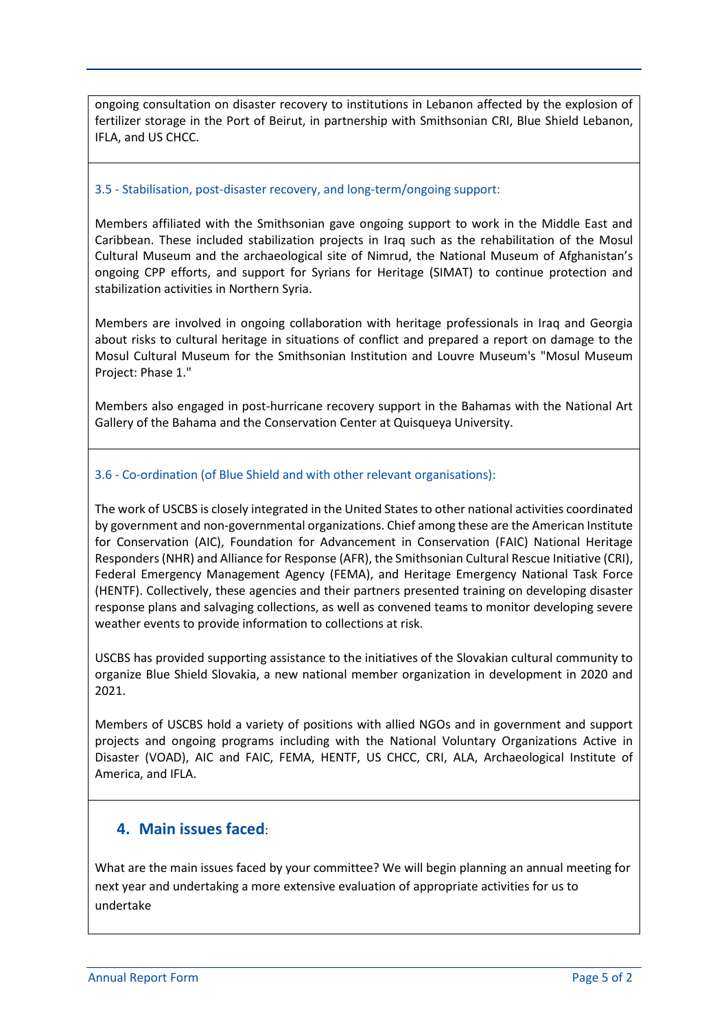ongoing consultation on disaster recovery to institutions in Lebanon affected by the explosion of fertilizer storage in the Port of Beirut, in partnership with Smithsonian CRI, Blue Shield Lebanon, IFLA, and US CHCC.

### 3.5 - Stabilisation, post-disaster recovery, and long-term/ongoing support:

Members affiliated with the Smithsonian gave ongoing support to work in the Middle East and Caribbean. These included stabilization projects in Iraq such as the rehabilitation of the Mosul Cultural Museum and the archaeological site of Nimrud, the National Museum of Afghanistan's ongoing CPP efforts, and support for Syrians for Heritage (SIMAT) to continue protection and stabilization activities in Northern Syria.

Members are involved in ongoing collaboration with heritage professionals in Iraq and Georgia about risks to cultural heritage in situations of conflict and prepared a report on damage to the Mosul Cultural Museum for the Smithsonian Institution and Louvre Museum's "Mosul Museum Project: Phase 1."

Members also engaged in post-hurricane recovery support in the Bahamas with the National Art Gallery of the Bahama and the Conservation Center at Quisqueya University.

### 3.6 - Co-ordination (of Blue Shield and with other relevant organisations):

The work of USCBS is closely integrated in the United States to other national activities coordinated by government and non-governmental organizations. Chief among these are the American Institute for Conservation (AIC), Foundation for Advancement in Conservation (FAIC) National Heritage Responders (NHR) and Alliance for Response (AFR), the Smithsonian Cultural Rescue Initiative (CRI), Federal Emergency Management Agency (FEMA), and Heritage Emergency National Task Force (HENTF). Collectively, these agencies and their partners presented training on developing disaster response plans and salvaging collections, as well as convened teams to monitor developing severe weather events to provide information to collections at risk.

USCBS has provided supporting assistance to the initiatives of the Slovakian cultural community to organize Blue Shield Slovakia, a new national member organization in development in 2020 and 2021.

Members of USCBS hold a variety of positions with allied NGOs and in government and support projects and ongoing programs including with the National Voluntary Organizations Active in Disaster (VOAD), AIC and FAIC, FEMA, HENTF, US CHCC, CRI, ALA, Archaeological Institute of America, and IFLA.

## 4. Main issues faced:

What are the main issues faced by your committee? We will begin planning an annual meeting for next year and undertaking a more extensive evaluation of appropriate activities for us to undertake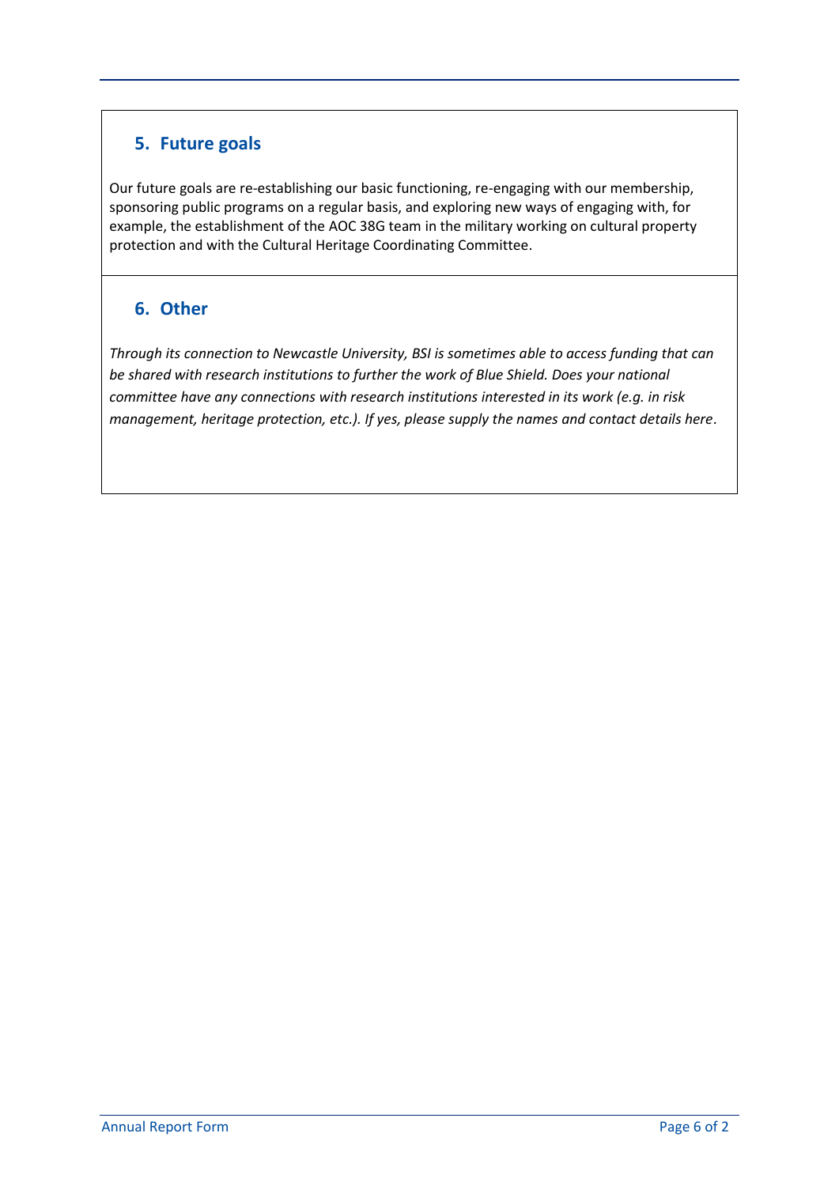## 5. Future goals

Our future goals are re-establishing our basic functioning, re-engaging with our membership, sponsoring public programs on a regular basis, and exploring new ways of engaging with, for example, the establishment of the AOC 38G team in the military working on cultural property protection and with the Cultural Heritage Coordinating Committee.

## 6. Other

*Through its connection to Newcastle University, BSI is sometimes able to access funding that can be shared with research institutions to further the work of Blue Shield. Does your national committee have any connections with research institutions interested in its work (e.g. in risk management, heritage protection, etc.). If yes, please supply the names and contact details here*.